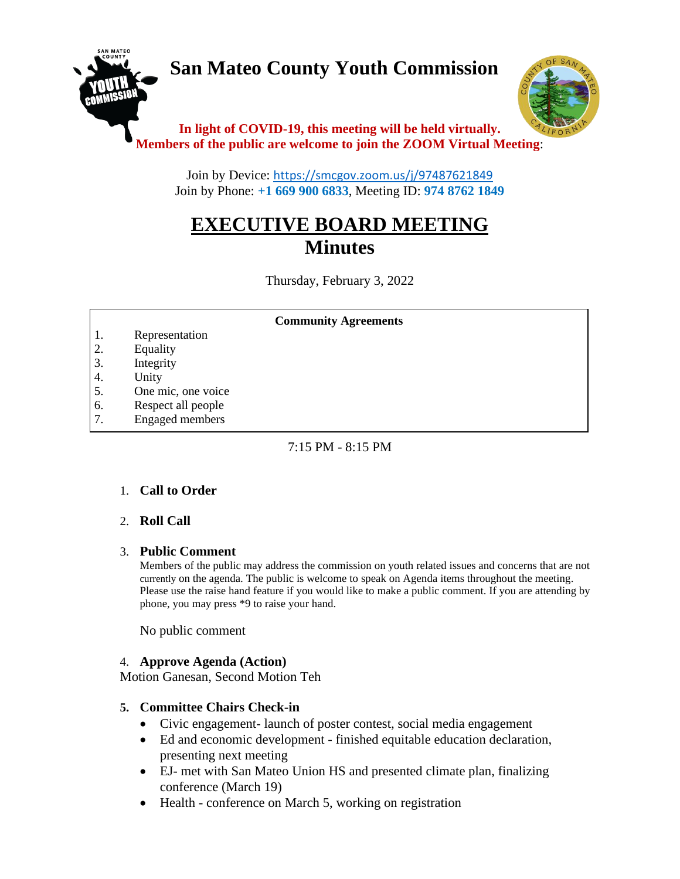# San Mateo County Youth Commission

**In light of COVID-19, this meeting will be held virtually.**
**Members of the public are welcome to join the ZOOM Virtual Meeting**:

Join by Device: https://smcgov.zoom.us/j/97487621849
Join by Phone: **+1 669 900 6833**, Meeting ID: **974 8762 1849**

## EXECUTIVE BOARD MEETING
## Minutes

Thursday, February 3, 2022

| Community Agreements | |
|---|---|
| 1. | Representation |
| 2. | Equality |
| 3. | Integrity |
| 4. | Unity |
| 5. | One mic, one voice |
| 6. | Respect all people |
| 7. | Engaged members |

7:15 PM - 8:15 PM

1. **Call to Order**

2. **Roll Call**

3. **Public Comment**
   Members of the public may address the commission on youth related issues and concerns that are not currently on the agenda. The public is welcome to speak on Agenda items throughout the meeting. Please use the raise hand feature if you would like to make a public comment. If you are attending by phone, you may press *9 to raise your hand.

   No public comment

4. **Approve Agenda (Action)**
   Motion Ganesan, Second Motion Teh

5. **Committee Chairs Check-in**
   - Civic engagement- launch of poster contest, social media engagement
   - Ed and economic development - finished equitable education declaration, presenting next meeting
   - EJ- met with San Mateo Union HS and presented climate plan, finalizing conference (March 19)
   - Health - conference on March 5, working on registration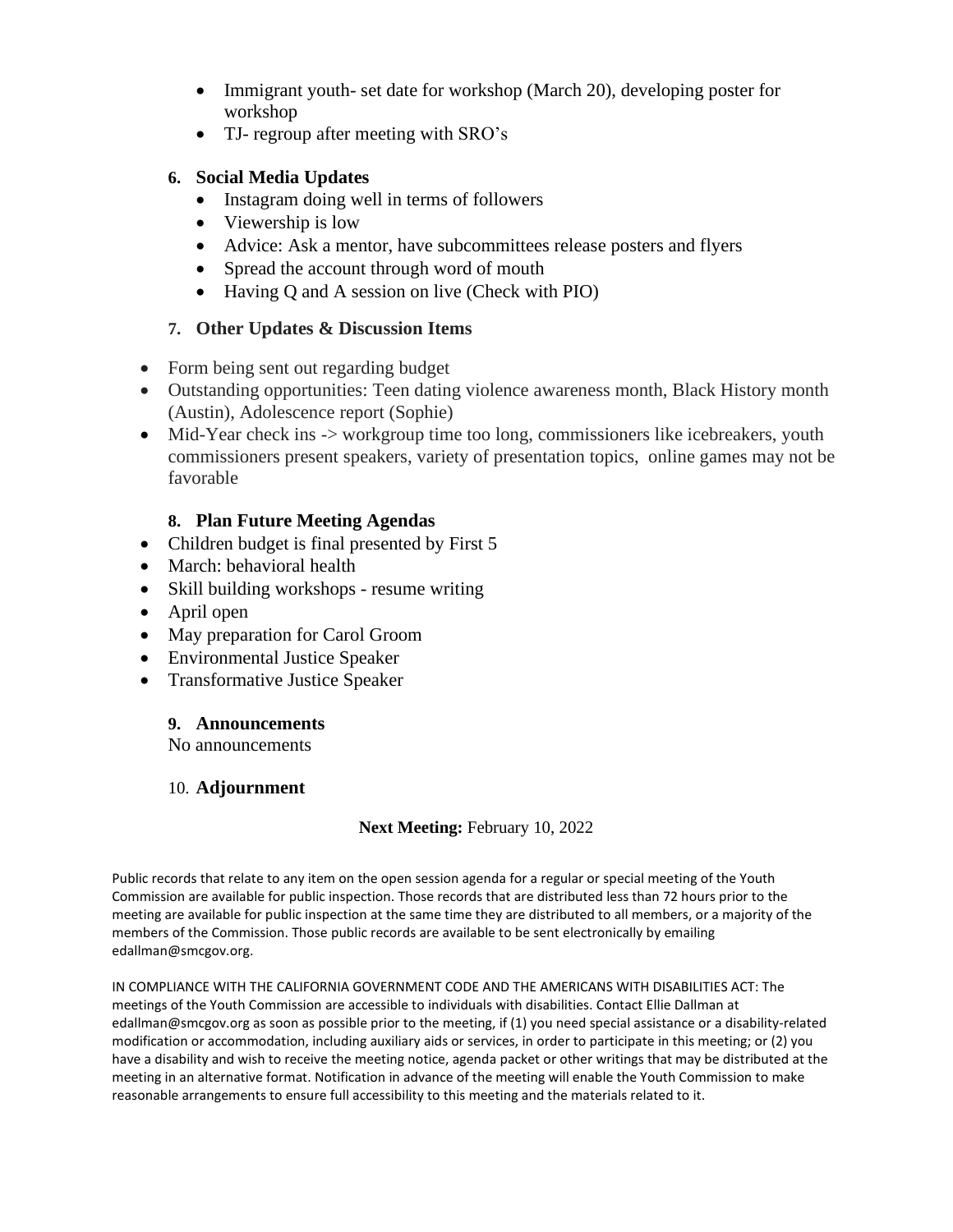- Immigrant youth- set date for workshop (March 20), developing poster for workshop
- TJ- regroup after meeting with SRO's

6. **Social Media Updates**
    - Instagram doing well in terms of followers
    - Viewership is low
    - Advice: Ask a mentor, have subcommittees release posters and flyers
    - Spread the account through word of mouth
    - Having Q and A session on live (Check with PIO)

7. **Other Updates & Discussion Items**

- Form being sent out regarding budget
- Outstanding opportunities: Teen dating violence awareness month, Black History month (Austin), Adolescence report (Sophie)
- Mid-Year check ins -> workgroup time too long, commissioners like icebreakers, youth commissioners present speakers, variety of presentation topics, online games may not be favorable

8. **Plan Future Meeting Agendas**

- Children budget is final presented by First 5
- March: behavioral health
- Skill building workshops - resume writing
- April open
- May preparation for Carol Groom
- Environmental Justice Speaker
- Transformative Justice Speaker

9. **Announcements**

No announcements

10. **Adjournment**

**Next Meeting:** February 10, 2022

Public records that relate to any item on the open session agenda for a regular or special meeting of the Youth Commission are available for public inspection. Those records that are distributed less than 72 hours prior to the meeting are available for public inspection at the same time they are distributed to all members, or a majority of the members of the Commission. Those public records are available to be sent electronically by emailing edallman@smcgov.org.

IN COMPLIANCE WITH THE CALIFORNIA GOVERNMENT CODE AND THE AMERICANS WITH DISABILITIES ACT: The meetings of the Youth Commission are accessible to individuals with disabilities. Contact Ellie Dallman at edallman@smcgov.org as soon as possible prior to the meeting, if (1) you need special assistance or a disability-related modification or accommodation, including auxiliary aids or services, in order to participate in this meeting; or (2) you have a disability and wish to receive the meeting notice, agenda packet or other writings that may be distributed at the meeting in an alternative format. Notification in advance of the meeting will enable the Youth Commission to make reasonable arrangements to ensure full accessibility to this meeting and the materials related to it.